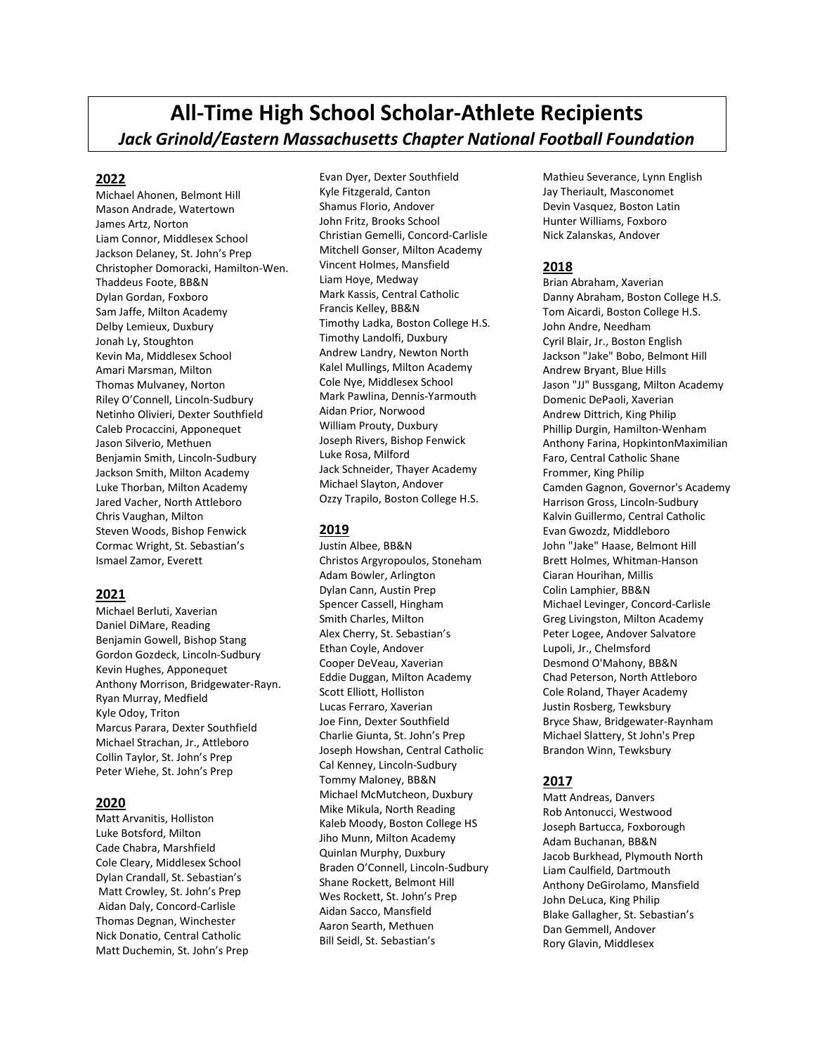# All-Time High School Scholar-Athlete Recipients

## *Jack Grinold/Eastern Massachusetts Chapter National Football Foundation*

## 2022

Michael Ahonen, Belmont Hill
Mason Andrade, Watertown
James Artz, Norton
Liam Connor, Middlesex School
Jackson Delaney, St. John's Prep
Christopher Domoracki, Hamilton-Wen.
Thaddeus Foote, BB&N
Dylan Gordan, Foxboro
Sam Jaffe, Milton Academy
Delby Lemieux, Duxbury
Jonah Ly, Stoughton
Kevin Ma, Middlesex School
Amari Marsman, Milton
Thomas Mulvaney, Norton
Riley O'Connell, Lincoln-Sudbury
Netinho Olivieri, Dexter Southfield
Caleb Procaccini, Apponequet
Jason Silverio, Methuen
Benjamin Smith, Lincoln-Sudbury
Jackson Smith, Milton Academy
Luke Thorban, Milton Academy
Jared Vacher, North Attleboro
Chris Vaughan, Milton
Steven Woods, Bishop Fenwick
Cormac Wright, St. Sebastian's
Ismael Zamor, Everett

## 2021

Michael Berluti, Xaverian
Daniel DiMare, Reading
Benjamin Gowell, Bishop Stang
Gordon Gozdeck, Lincoln-Sudbury
Kevin Hughes, Apponequet
Anthony Morrison, Bridgewater-Rayn.
Ryan Murray, Medfield
Kyle Odoy, Triton
Marcus Parara, Dexter Southfield
Michael Strachan, Jr., Attleboro
Collin Taylor, St. John's Prep
Peter Wiehe, St. John's Prep

## 2020

Matt Arvanitis, Holliston
Luke Botsford, Milton
Cade Chabra, Marshfield
Cole Cleary, Middlesex School
Dylan Crandall, St. Sebastian's
Matt Crowley, St. John's Prep
Aidan Daly, Concord-Carlisle
Thomas Degnan, Winchester
Nick Donatio, Central Catholic
Matt Duchemin, St. John's Prep
Evan Dyer, Dexter Southfield
Kyle Fitzgerald, Canton
Shamus Florio, Andover
John Fritz, Brooks School
Christian Gemelli, Concord-Carlisle
Mitchell Gonser, Milton Academy
Vincent Holmes, Mansfield
Liam Hoye, Medway
Mark Kassis, Central Catholic
Francis Kelley, BB&N
Timothy Ladka, Boston College H.S.
Timothy Landolfi, Duxbury
Andrew Landry, Newton North
Kalel Mullings, Milton Academy
Cole Nye, Middlesex School
Mark Pawlina, Dennis-Yarmouth
Aidan Prior, Norwood
William Prouty, Duxbury
Joseph Rivers, Bishop Fenwick
Luke Rosa, Milford
Jack Schneider, Thayer Academy
Michael Slayton, Andover
Ozzy Trapilo, Boston College H.S.

## 2019

Justin Albee, BB&N
Christos Argyropoulos, Stoneham
Adam Bowler, Arlington
Dylan Cann, Austin Prep
Spencer Cassell, Hingham
Smith Charles, Milton
Alex Cherry, St. Sebastian's
Ethan Coyle, Andover
Cooper DeVeau, Xaverian
Eddie Duggan, Milton Academy
Scott Elliott, Holliston
Lucas Ferraro, Xaverian
Joe Finn, Dexter Southfield
Charlie Giunta, St. John's Prep
Joseph Howshan, Central Catholic
Cal Kenney, Lincoln-Sudbury
Tommy Maloney, BB&N
Michael McMutcheon, Duxbury
Mike Mikula, North Reading
Kaleb Moody, Boston College HS
Jiho Munn, Milton Academy
Quinlan Murphy, Duxbury
Braden O'Connell, Lincoln-Sudbury
Shane Rockett, Belmont Hill
Wes Rockett, St. John's Prep
Aidan Sacco, Mansfield
Aaron Searth, Methuen
Bill Seidl, St. Sebastian's
Mathieu Severance, Lynn English
Jay Theriault, Masconomet
Devin Vasquez, Boston Latin
Hunter Williams, Foxboro
Nick Zalanskas, Andover

## 2018

Brian Abraham, Xaverian
Danny Abraham, Boston College H.S.
Tom Aicardi, Boston College H.S.
John Andre, Needham
Cyril Blair, Jr., Boston English
Jackson "Jake" Bobo, Belmont Hill
Andrew Bryant, Blue Hills
Jason "JJ" Bussgang, Milton Academy
Domenic DePaoli, Xaverian
Andrew Dittrich, King Philip
Phillip Durgin, Hamilton-Wenham
Anthony Farina, HopkintonMaximilian Faro, Central Catholic Shane Frommer, King Philip
Camden Gagnon, Governor's Academy
Harrison Gross, Lincoln-Sudbury
Kalvin Guillermo, Central Catholic
Evan Gwozdz, Middleboro
John "Jake" Haase, Belmont Hill
Brett Holmes, Whitman-Hanson
Ciaran Hourihan, Millis
Colin Lamphier, BB&N
Michael Levinger, Concord-Carlisle
Greg Livingston, Milton Academy
Peter Logee, Andover Salvatore Lupoli, Jr., Chelmsford
Desmond O'Mahony, BB&N
Chad Peterson, North Attleboro
Cole Roland, Thayer Academy
Justin Rosberg, Tewksbury
Bryce Shaw, Bridgewater-Raynham
Michael Slattery, St John's Prep
Brandon Winn, Tewksbury

## 2017

Matt Andreas, Danvers
Rob Antonucci, Westwood
Joseph Bartucca, Foxborough
Adam Buchanan, BB&N
Jacob Burkhead, Plymouth North
Liam Caulfield, Dartmouth
Anthony DeGirolamo, Mansfield
John DeLuca, King Philip
Blake Gallagher, St. Sebastian's
Dan Gemmell, Andover
Rory Glavin, Middlesex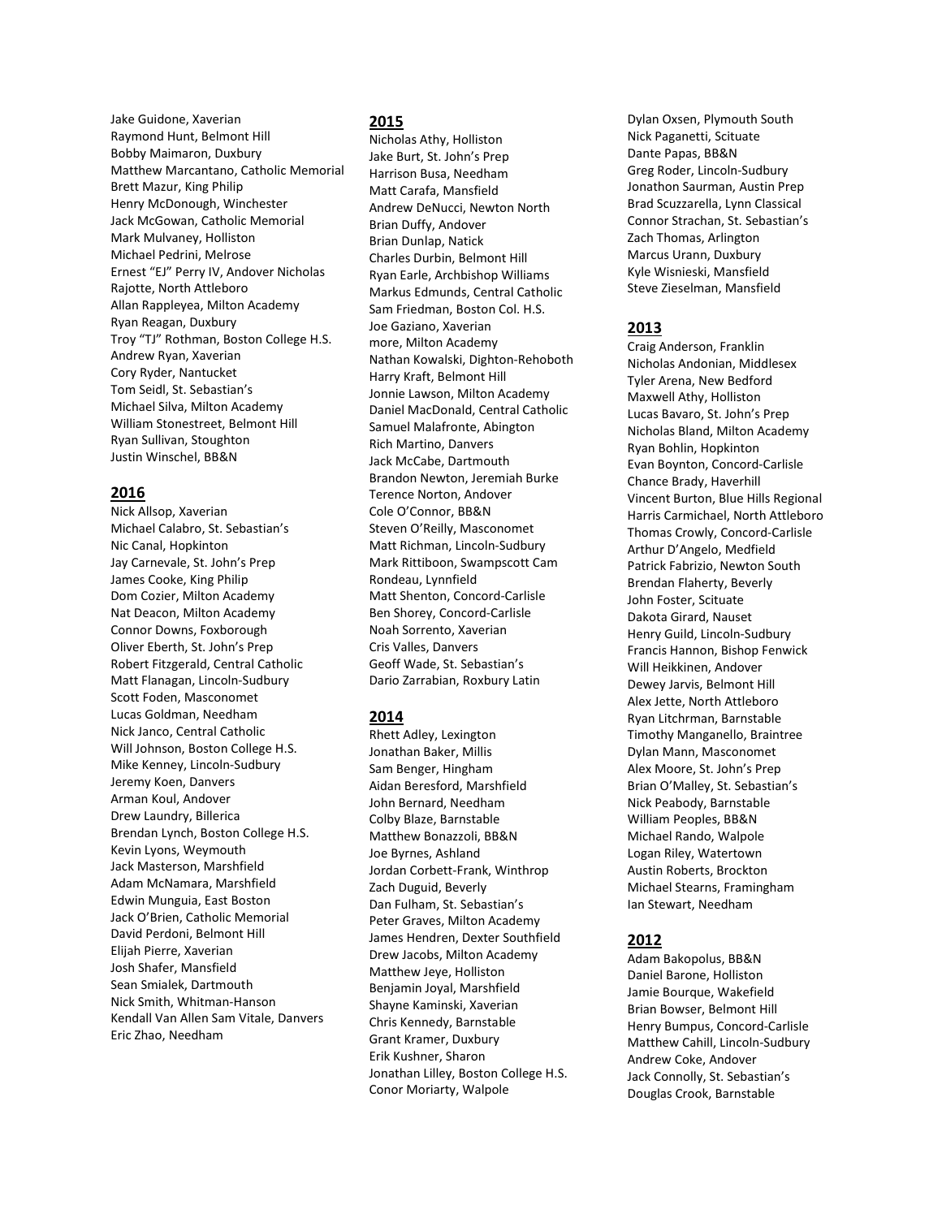Jake Guidone, Xaverian
Raymond Hunt, Belmont Hill
Bobby Maimaron, Duxbury
Matthew Marcantano, Catholic Memorial
Brett Mazur, King Philip
Henry McDonough, Winchester
Jack McGowan, Catholic Memorial
Mark Mulvaney, Holliston
Michael Pedrini, Melrose
Ernest "EJ" Perry IV, Andover Nicholas
Rajotte, North Attleboro
Allan Rappleyea, Milton Academy
Ryan Reagan, Duxbury
Troy "TJ" Rothman, Boston College H.S.
Andrew Ryan, Xaverian
Cory Ryder, Nantucket
Tom Seidl, St. Sebastian's
Michael Silva, Milton Academy
William Stonestreet, Belmont Hill
Ryan Sullivan, Stoughton
Justin Winschel, BB&N

## 2016

Nick Allsop, Xaverian
Michael Calabro, St. Sebastian's
Nic Canal, Hopkinton
Jay Carnevale, St. John's Prep
James Cooke, King Philip
Dom Cozier, Milton Academy
Nat Deacon, Milton Academy
Connor Downs, Foxborough
Oliver Eberth, St. John's Prep
Robert Fitzgerald, Central Catholic
Matt Flanagan, Lincoln-Sudbury
Scott Foden, Masconomet
Lucas Goldman, Needham
Nick Janco, Central Catholic
Will Johnson, Boston College H.S.
Mike Kenney, Lincoln-Sudbury
Jeremy Koen, Danvers
Arman Koul, Andover
Drew Laundry, Billerica
Brendan Lynch, Boston College H.S.
Kevin Lyons, Weymouth
Jack Masterson, Marshfield
Adam McNamara, Marshfield
Edwin Munguia, East Boston
Jack O'Brien, Catholic Memorial
David Perdoni, Belmont Hill
Elijah Pierre, Xaverian
Josh Shafer, Mansfield
Sean Smialek, Dartmouth
Nick Smith, Whitman-Hanson
Kendall Van Allen Sam Vitale, Danvers
Eric Zhao, Needham

## 2015

Nicholas Athy, Holliston
Jake Burt, St. John's Prep
Harrison Busa, Needham
Matt Carafa, Mansfield
Andrew DeNucci, Newton North
Brian Duffy, Andover
Brian Dunlap, Natick
Charles Durbin, Belmont Hill
Ryan Earle, Archbishop Williams
Markus Edmunds, Central Catholic
Sam Friedman, Boston Col. H.S.
Joe Gaziano, Xaverian
more, Milton Academy
Nathan Kowalski, Dighton-Rehoboth
Harry Kraft, Belmont Hill
Jonnie Lawson, Milton Academy
Daniel MacDonald, Central Catholic
Samuel Malafronte, Abington
Rich Martino, Danvers
Jack McCabe, Dartmouth
Brandon Newton, Jeremiah Burke
Terence Norton, Andover
Cole O'Connor, BB&N
Steven O'Reilly, Masconomet
Matt Richman, Lincoln-Sudbury
Mark Rittiboon, Swampscott Cam
Rondeau, Lynnfield
Matt Shenton, Concord-Carlisle
Ben Shorey, Concord-Carlisle
Noah Sorrento, Xaverian
Cris Valles, Danvers
Geoff Wade, St. Sebastian's
Dario Zarrabian, Roxbury Latin

## 2014

Rhett Adley, Lexington
Jonathan Baker, Millis
Sam Benger, Hingham
Aidan Beresford, Marshfield
John Bernard, Needham
Colby Blaze, Barnstable
Matthew Bonazzoli, BB&N
Joe Byrnes, Ashland
Jordan Corbett-Frank, Winthrop
Zach Duguid, Beverly
Dan Fulham, St. Sebastian's
Peter Graves, Milton Academy
James Hendren, Dexter Southfield
Drew Jacobs, Milton Academy
Matthew Jeye, Holliston
Benjamin Joyal, Marshfield
Shayne Kaminski, Xaverian
Chris Kennedy, Barnstable
Grant Kramer, Duxbury
Erik Kushner, Sharon
Jonathan Lilley, Boston College H.S.
Conor Moriarty, Walpole
Dylan Oxsen, Plymouth South
Nick Paganetti, Scituate
Dante Papas, BB&N
Greg Roder, Lincoln-Sudbury
Jonathon Saurman, Austin Prep
Brad Scuzzarella, Lynn Classical
Connor Strachan, St. Sebastian's
Zach Thomas, Arlington
Marcus Urann, Duxbury
Kyle Wisnieski, Mansfield
Steve Zieselman, Mansfield

## 2013

Craig Anderson, Franklin
Nicholas Andonian, Middlesex
Tyler Arena, New Bedford
Maxwell Athy, Holliston
Lucas Bavaro, St. John's Prep
Nicholas Bland, Milton Academy
Ryan Bohlin, Hopkinton
Evan Boynton, Concord-Carlisle
Chance Brady, Haverhill
Vincent Burton, Blue Hills Regional
Harris Carmichael, North Attleboro
Thomas Crowly, Concord-Carlisle
Arthur D'Angelo, Medfield
Patrick Fabrizio, Newton South
Brendan Flaherty, Beverly
John Foster, Scituate
Dakota Girard, Nauset
Henry Guild, Lincoln-Sudbury
Francis Hannon, Bishop Fenwick
Will Heikkinen, Andover
Dewey Jarvis, Belmont Hill
Alex Jette, North Attleboro
Ryan Litchrman, Barnstable
Timothy Manganello, Braintree
Dylan Mann, Masconomet
Alex Moore, St. John's Prep
Brian O'Malley, St. Sebastian's
Nick Peabody, Barnstable
William Peoples, BB&N
Michael Rando, Walpole
Logan Riley, Watertown
Austin Roberts, Brockton
Michael Stearns, Framingham
Ian Stewart, Needham

## 2012

Adam Bakopolus, BB&N
Daniel Barone, Holliston
Jamie Bourque, Wakefield
Brian Bowser, Belmont Hill
Henry Bumpus, Concord-Carlisle
Matthew Cahill, Lincoln-Sudbury
Andrew Coke, Andover
Jack Connolly, St. Sebastian's
Douglas Crook, Barnstable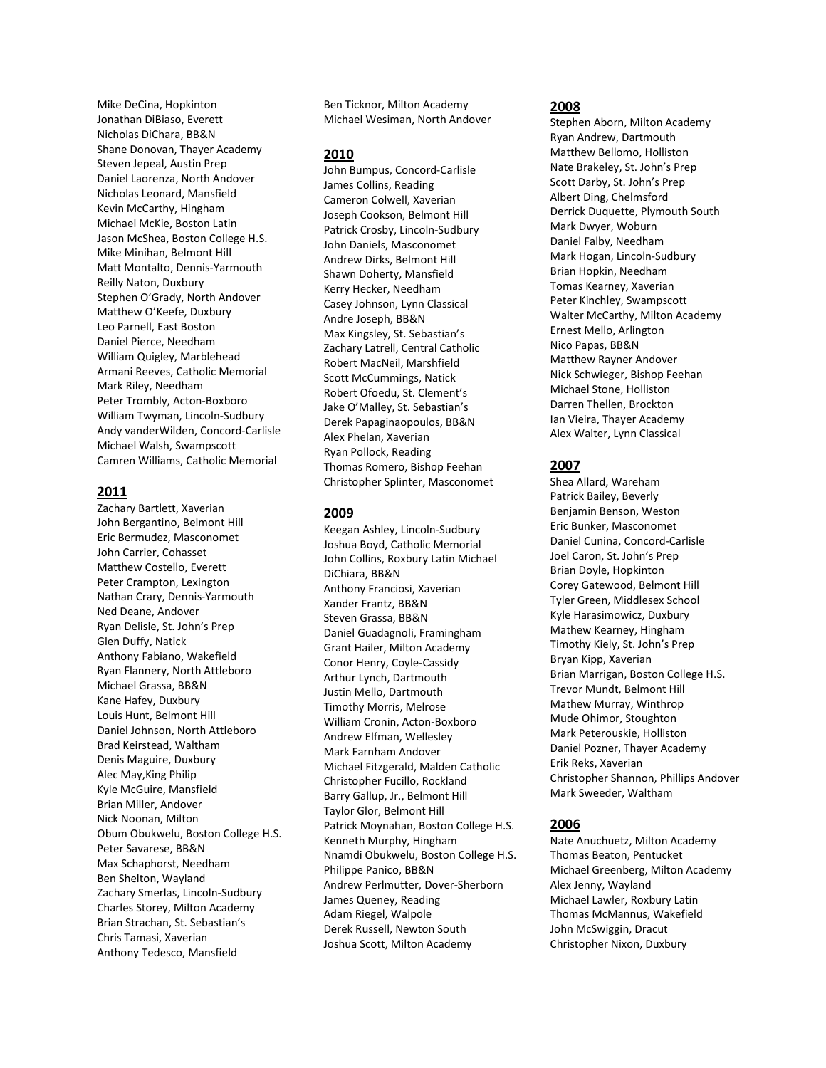Mike DeCina, Hopkinton
Jonathan DiBiaso, Everett
Nicholas DiChara, BB&N
Shane Donovan, Thayer Academy
Steven Jepeal, Austin Prep
Daniel Laorenza, North Andover
Nicholas Leonard, Mansfield
Kevin McCarthy, Hingham
Michael McKie, Boston Latin
Jason McShea, Boston College H.S.
Mike Minihan, Belmont Hill
Matt Montalto, Dennis-Yarmouth
Reilly Naton, Duxbury
Stephen O'Grady, North Andover
Matthew O'Keefe, Duxbury
Leo Parnell, East Boston
Daniel Pierce, Needham
William Quigley, Marblehead
Armani Reeves, Catholic Memorial
Mark Riley, Needham
Peter Trombly, Acton-Boxboro
William Twyman, Lincoln-Sudbury
Andy vanderWilden, Concord-Carlisle
Michael Walsh, Swampscott
Camren Williams, Catholic Memorial

## 2011

Zachary Bartlett, Xaverian
John Bergantino, Belmont Hill
Eric Bermudez, Masconomet
John Carrier, Cohasset
Matthew Costello, Everett
Peter Crampton, Lexington
Nathan Crary, Dennis-Yarmouth
Ned Deane, Andover
Ryan Delisle, St. John's Prep
Glen Duffy, Natick
Anthony Fabiano, Wakefield
Ryan Flannery, North Attleboro
Michael Grassa, BB&N
Kane Hafey, Duxbury
Louis Hunt, Belmont Hill
Daniel Johnson, North Attleboro
Brad Keirstead, Waltham
Denis Maguire, Duxbury
Alec May,King Philip
Kyle McGuire, Mansfield
Brian Miller, Andover
Nick Noonan, Milton
Obum Obukwelu, Boston College H.S.
Peter Savarese, BB&N
Max Schaphorst, Needham
Ben Shelton, Wayland
Zachary Smerlas, Lincoln-Sudbury
Charles Storey, Milton Academy
Brian Strachan, St. Sebastian's
Chris Tamasi, Xaverian
Anthony Tedesco, Mansfield
Ben Ticknor, Milton Academy
Michael Wesiman, North Andover

## 2010

John Bumpus, Concord-Carlisle
James Collins, Reading
Cameron Colwell, Xaverian
Joseph Cookson, Belmont Hill
Patrick Crosby, Lincoln-Sudbury
John Daniels, Masconomet
Andrew Dirks, Belmont Hill
Shawn Doherty, Mansfield
Kerry Hecker, Needham
Casey Johnson, Lynn Classical
Andre Joseph, BB&N
Max Kingsley, St. Sebastian's
Zachary Latrell, Central Catholic
Robert MacNeil, Marshfield
Scott McCummings, Natick
Robert Ofoedu, St. Clement's
Jake O'Malley, St. Sebastian's
Derek Papaginaopoulos, BB&N
Alex Phelan, Xaverian
Ryan Pollock, Reading
Thomas Romero, Bishop Feehan
Christopher Splinter, Masconomet

## 2009

Keegan Ashley, Lincoln-Sudbury
Joshua Boyd, Catholic Memorial
John Collins, Roxbury Latin Michael DiChiara, BB&N
Anthony Franciosi, Xaverian
Xander Frantz, BB&N
Steven Grassa, BB&N
Daniel Guadagnoli, Framingham
Grant Hailer, Milton Academy
Conor Henry, Coyle-Cassidy
Arthur Lynch, Dartmouth
Justin Mello, Dartmouth
Timothy Morris, Melrose
William Cronin, Acton-Boxboro
Andrew Elfman, Wellesley
Mark Farnham Andover
Michael Fitzgerald, Malden Catholic
Christopher Fucillo, Rockland
Barry Gallup, Jr., Belmont Hill
Taylor Glor, Belmont Hill
Patrick Moynahan, Boston College H.S.
Kenneth Murphy, Hingham
Nnamdi Obukwelu, Boston College H.S.
Philippe Panico, BB&N
Andrew Perlmutter, Dover-Sherborn
James Queney, Reading
Adam Riegel, Walpole
Derek Russell, Newton South
Joshua Scott, Milton Academy

## 2008

Stephen Aborn, Milton Academy
Ryan Andrew, Dartmouth
Matthew Bellomo, Holliston
Nate Brakeley, St. John's Prep
Scott Darby, St. John's Prep
Albert Ding, Chelmsford
Derrick Duquette, Plymouth South
Mark Dwyer, Woburn
Daniel Falby, Needham
Mark Hogan, Lincoln-Sudbury
Brian Hopkin, Needham
Tomas Kearney, Xaverian
Peter Kinchley, Swampscott
Walter McCarthy, Milton Academy
Ernest Mello, Arlington
Nico Papas, BB&N
Matthew Rayner Andover
Nick Schwieger, Bishop Feehan
Michael Stone, Holliston
Darren Thellen, Brockton
Ian Vieira, Thayer Academy
Alex Walter, Lynn Classical

## 2007

Shea Allard, Wareham
Patrick Bailey, Beverly
Benjamin Benson, Weston
Eric Bunker, Masconomet
Daniel Cunina, Concord-Carlisle
Joel Caron, St. John's Prep
Brian Doyle, Hopkinton
Corey Gatewood, Belmont Hill
Tyler Green, Middlesex School
Kyle Harasimowicz, Duxbury
Mathew Kearney, Hingham
Timothy Kiely, St. John's Prep
Bryan Kipp, Xaverian
Brian Marrigan, Boston College H.S.
Trevor Mundt, Belmont Hill
Mathew Murray, Winthrop
Mude Ohimor, Stoughton
Mark Peterouskie, Holliston
Daniel Pozner, Thayer Academy
Erik Reks, Xaverian
Christopher Shannon, Phillips Andover
Mark Sweeder, Waltham

## 2006

Nate Anuchuetz, Milton Academy
Thomas Beaton, Pentucket
Michael Greenberg, Milton Academy
Alex Jenny, Wayland
Michael Lawler, Roxbury Latin
Thomas McMannus, Wakefield
John McSwiggin, Dracut
Christopher Nixon, Duxbury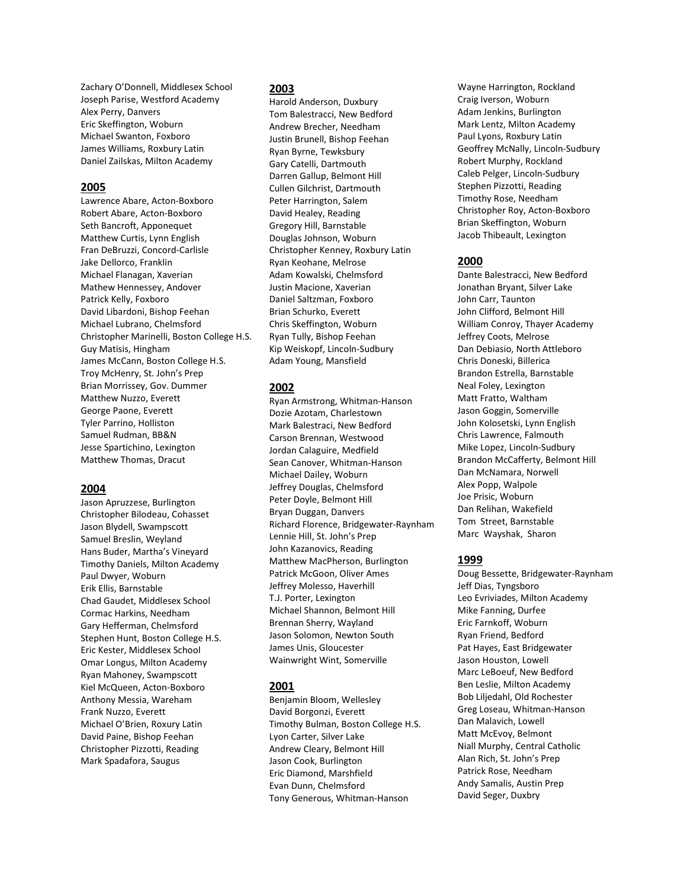Zachary O'Donnell, Middlesex School
Joseph Parise, Westford Academy
Alex Perry, Danvers
Eric Skeffington, Woburn
Michael Swanton, Foxboro
James Williams, Roxbury Latin
Daniel Zailskas, Milton Academy

## 2005

Lawrence Abare, Acton-Boxboro
Robert Abare, Acton-Boxboro
Seth Bancroft, Apponequet
Matthew Curtis, Lynn English
Fran DeBruzzi, Concord-Carlisle
Jake Dellorco, Franklin
Michael Flanagan, Xaverian
Mathew Hennessey, Andover
Patrick Kelly, Foxboro
David Libardoni, Bishop Feehan
Michael Lubrano, Chelmsford
Christopher Marinelli, Boston College H.S.
Guy Matisis, Hingham
James McCann, Boston College H.S.
Troy McHenry, St. John's Prep
Brian Morrissey, Gov. Dummer
Matthew Nuzzo, Everett
George Paone, Everett
Tyler Parrino, Holliston
Samuel Rudman, BB&N
Jesse Spartichino, Lexington
Matthew Thomas, Dracut

## 2004

Jason Apruzzese, Burlington
Christopher Bilodeau, Cohasset
Jason Blydell, Swampscott
Samuel Breslin, Weyland
Hans Buder, Martha's Vineyard
Timothy Daniels, Milton Academy
Paul Dwyer, Woburn
Erik Ellis, Barnstable
Chad Gaudet, Middlesex School
Cormac Harkins, Needham
Gary Hefferman, Chelmsford
Stephen Hunt, Boston College H.S.
Eric Kester, Middlesex School
Omar Longus, Milton Academy
Ryan Mahoney, Swampscott
Kiel McQueen, Acton-Boxboro
Anthony Messia, Wareham
Frank Nuzzo, Everett
Michael O'Brien, Roxury Latin
David Paine, Bishop Feehan
Christopher Pizzotti, Reading
Mark Spadafora, Saugus

## 2003

Harold Anderson, Duxbury
Tom Balestracci, New Bedford
Andrew Brecher, Needham
Justin Brunell, Bishop Feehan
Ryan Byrne, Tewksbury
Gary Catelli, Dartmouth
Darren Gallup, Belmont Hill
Cullen Gilchrist, Dartmouth
Peter Harrington, Salem
David Healey, Reading
Gregory Hill, Barnstable
Douglas Johnson, Woburn
Christopher Kenney, Roxbury Latin
Ryan Keohane, Melrose
Adam Kowalski, Chelmsford
Justin Macione, Xaverian
Daniel Saltzman, Foxboro
Brian Schurko, Everett
Chris Skeffington, Woburn
Ryan Tully, Bishop Feehan
Kip Weiskopf, Lincoln-Sudbury
Adam Young, Mansfield

## 2002

Ryan Armstrong, Whitman-Hanson
Dozie Azotam, Charlestown
Mark Balestraci, New Bedford
Carson Brennan, Westwood
Jordan Calaguire, Medfield
Sean Canover, Whitman-Hanson
Michael Dailey, Woburn
Jeffrey Douglas, Chelmsford
Peter Doyle, Belmont Hill
Bryan Duggan, Danvers
Richard Florence, Bridgewater-Raynham
Lennie Hill, St. John's Prep
John Kazanovics, Reading
Matthew MacPherson, Burlington
Patrick McGoon, Oliver Ames
Jeffrey Molesso, Haverhill
T.J. Porter, Lexington
Michael Shannon, Belmont Hill
Brennan Sherry, Wayland
Jason Solomon, Newton South
James Unis, Gloucester
Wainwright Wint, Somerville

## 2001

Benjamin Bloom, Wellesley
David Borgonzi, Everett
Timothy Bulman, Boston College H.S.
Lyon Carter, Silver Lake
Andrew Cleary, Belmont Hill
Jason Cook, Burlington
Eric Diamond, Marshfield
Evan Dunn, Chelmsford
Tony Generous, Whitman-Hanson
Wayne Harrington, Rockland
Craig Iverson, Woburn
Adam Jenkins, Burlington
Mark Lentz, Milton Academy
Paul Lyons, Roxbury Latin
Geoffrey McNally, Lincoln-Sudbury
Robert Murphy, Rockland
Caleb Pelger, Lincoln-Sudbury
Stephen Pizzotti, Reading
Timothy Rose, Needham
Christopher Roy, Acton-Boxboro
Brian Skeffington, Woburn
Jacob Thibeault, Lexington

## 2000

Dante Balestracci, New Bedford
Jonathan Bryant, Silver Lake
John Carr, Taunton
John Clifford, Belmont Hill
William Conroy, Thayer Academy
Jeffrey Coots, Melrose
Dan Debiasio, North Attleboro
Chris Doneski, Billerica
Brandon Estrella, Barnstable
Neal Foley, Lexington
Matt Fratto, Waltham
Jason Goggin, Somerville
John Kolosetski, Lynn English
Chris Lawrence, Falmouth
Mike Lopez, Lincoln-Sudbury
Brandon McCafferty, Belmont Hill
Dan McNamara, Norwell
Alex Popp, Walpole
Joe Prisic, Woburn
Dan Relihan, Wakefield
Tom Street, Barnstable
Marc Wayshak, Sharon

## 1999

Doug Bessette, Bridgewater-Raynham
Jeff Dias, Tyngsboro
Leo Evriviades, Milton Academy
Mike Fanning, Durfee
Eric Farnkoff, Woburn
Ryan Friend, Bedford
Pat Hayes, East Bridgewater
Jason Houston, Lowell
Marc LeBoeuf, New Bedford
Ben Leslie, Milton Academy
Bob Liljedahl, Old Rochester
Greg Loseau, Whitman-Hanson
Dan Malavich, Lowell
Matt McEvoy, Belmont
Niall Murphy, Central Catholic
Alan Rich, St. John's Prep
Patrick Rose, Needham
Andy Samalis, Austin Prep
David Seger, Duxbry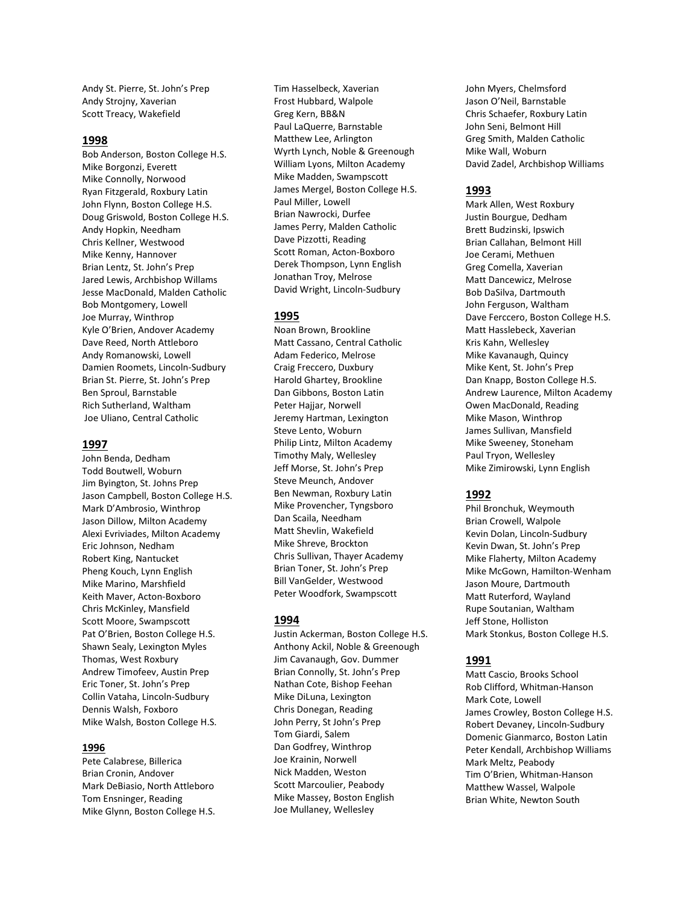Andy St. Pierre, St. John's Prep
Andy Strojny, Xaverian
Scott Treacy, Wakefield

## 1998

Bob Anderson, Boston College H.S.
Mike Borgonzi, Everett
Mike Connolly, Norwood
Ryan Fitzgerald, Roxbury Latin
John Flynn, Boston College H.S.
Doug Griswold, Boston College H.S.
Andy Hopkin, Needham
Chris Kellner, Westwood
Mike Kenny, Hannover
Brian Lentz, St. John's Prep
Jared Lewis, Archbishop Willams
Jesse MacDonald, Malden Catholic
Bob Montgomery, Lowell
Joe Murray, Winthrop
Kyle O'Brien, Andover Academy
Dave Reed, North Attleboro
Andy Romanowski, Lowell
Damien Roomets, Lincoln-Sudbury
Brian St. Pierre, St. John's Prep
Ben Sproul, Barnstable
Rich Sutherland, Waltham
Joe Uliano, Central Catholic

## 1997

John Benda, Dedham
Todd Boutwell, Woburn
Jim Byington, St. Johns Prep
Jason Campbell, Boston College H.S.
Mark D'Ambrosio, Winthrop
Jason Dillow, Milton Academy
Alexi Evriviades, Milton Academy
Eric Johnson, Nedham
Robert King, Nantucket
Pheng Kouch, Lynn English
Mike Marino, Marshfield
Keith Maver, Acton-Boxboro
Chris McKinley, Mansfield
Scott Moore, Swampscott
Pat O'Brien, Boston College H.S.
Shawn Sealy, Lexington Myles
Thomas, West Roxbury
Andrew Timofeev, Austin Prep
Eric Toner, St. John's Prep
Collin Vataha, Lincoln-Sudbury
Dennis Walsh, Foxboro
Mike Walsh, Boston College H.S.

## 1996

Pete Calabrese, Billerica
Brian Cronin, Andover
Mark DeBiasio, North Attleboro
Tom Ensninger, Reading
Mike Glynn, Boston College H.S.
Tim Hasselbeck, Xaverian
Frost Hubbard, Walpole
Greg Kern, BB&N
Paul LaQuerre, Barnstable
Matthew Lee, Arlington
Wyrth Lynch, Noble & Greenough
William Lyons, Milton Academy
Mike Madden, Swampscott
James Mergel, Boston College H.S.
Paul Miller, Lowell
Brian Nawrocki, Durfee
James Perry, Malden Catholic
Dave Pizzotti, Reading
Scott Roman, Acton-Boxboro
Derek Thompson, Lynn English
Jonathan Troy, Melrose
David Wright, Lincoln-Sudbury

## 1995

Noan Brown, Brookline
Matt Cassano, Central Catholic
Adam Federico, Melrose
Craig Freccero, Duxbury
Harold Ghartey, Brookline
Dan Gibbons, Boston Latin
Peter Hajjar, Norwell
Jeremy Hartman, Lexington
Steve Lento, Woburn
Philip Lintz, Milton Academy
Timothy Maly, Wellesley
Jeff Morse, St. John's Prep
Steve Meunch, Andover
Ben Newman, Roxbury Latin
Mike Provencher, Tyngsboro
Dan Scaila, Needham
Matt Shevlin, Wakefield
Mike Shreve, Brockton
Chris Sullivan, Thayer Academy
Brian Toner, St. John's Prep
Bill VanGelder, Westwood
Peter Woodfork, Swampscott

## 1994

Justin Ackerman, Boston College H.S.
Anthony Ackil, Noble & Greenough
Jim Cavanaugh, Gov. Dummer
Brian Connolly, St. John's Prep
Nathan Cote, Bishop Feehan
Mike DiLuna, Lexington
Chris Donegan, Reading
John Perry, St John's Prep
Tom Giardi, Salem
Dan Godfrey, Winthrop
Joe Krainin, Norwell
Nick Madden, Weston
Scott Marcoulier, Peabody
Mike Massey, Boston English
Joe Mullaney, Wellesley
John Myers, Chelmsford
Jason O'Neil, Barnstable
Chris Schaefer, Roxbury Latin
John Seni, Belmont Hill
Greg Smith, Malden Catholic
Mike Wall, Woburn
David Zadel, Archbishop Williams

## 1993

Mark Allen, West Roxbury
Justin Bourgue, Dedham
Brett Budzinski, Ipswich
Brian Callahan, Belmont Hill
Joe Cerami, Methuen
Greg Comella, Xaverian
Matt Dancewicz, Melrose
Bob DaSilva, Dartmouth
John Ferguson, Waltham
Dave Ferccero, Boston College H.S.
Matt Hasslebeck, Xaverian
Kris Kahn, Wellesley
Mike Kavanaugh, Quincy
Mike Kent, St. John's Prep
Dan Knapp, Boston College H.S.
Andrew Laurence, Milton Academy
Owen MacDonald, Reading
Mike Mason, Winthrop
James Sullivan, Mansfield
Mike Sweeney, Stoneham
Paul Tryon, Wellesley
Mike Zimirowski, Lynn English

## 1992

Phil Bronchuk, Weymouth
Brian Crowell, Walpole
Kevin Dolan, Lincoln-Sudbury
Kevin Dwan, St. John's Prep
Mike Flaherty, Milton Academy
Mike McGown, Hamilton-Wenham
Jason Moure, Dartmouth
Matt Ruterford, Wayland
Rupe Soutanian, Waltham
Jeff Stone, Holliston
Mark Stonkus, Boston College H.S.

## 1991

Matt Cascio, Brooks School
Rob Clifford, Whitman-Hanson
Mark Cote, Lowell
James Crowley, Boston College H.S.
Robert Devaney, Lincoln-Sudbury
Domenic Gianmarco, Boston Latin
Peter Kendall, Archbishop Williams
Mark Meltz, Peabody
Tim O'Brien, Whitman-Hanson
Matthew Wassel, Walpole
Brian White, Newton South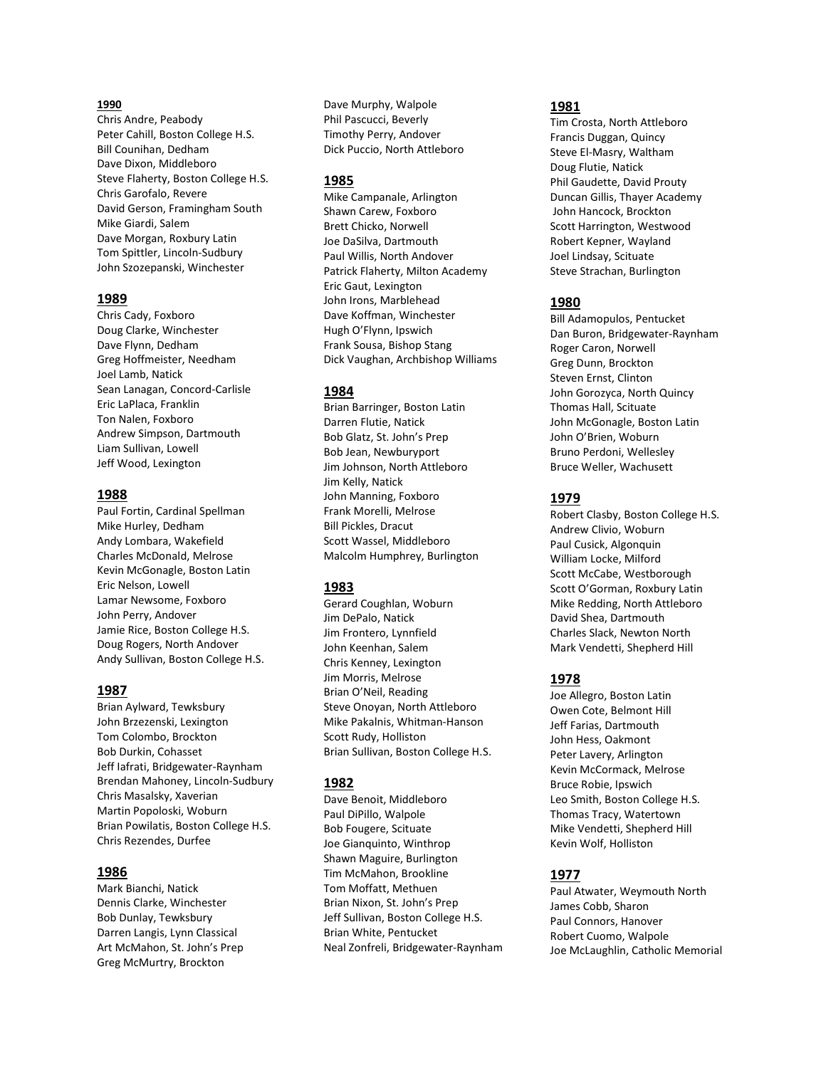## 1990

Chris Andre, Peabody
Peter Cahill, Boston College H.S.
Bill Counihan, Dedham
Dave Dixon, Middleboro
Steve Flaherty, Boston College H.S.
Chris Garofalo, Revere
David Gerson, Framingham South
Mike Giardi, Salem
Dave Morgan, Roxbury Latin
Tom Spittler, Lincoln-Sudbury
John Szozepanski, Winchester

## 1989

Chris Cady, Foxboro
Doug Clarke, Winchester
Dave Flynn, Dedham
Greg Hoffmeister, Needham
Joel Lamb, Natick
Sean Lanagan, Concord-Carlisle
Eric LaPlaca, Franklin
Ton Nalen, Foxboro
Andrew Simpson, Dartmouth
Liam Sullivan, Lowell
Jeff Wood, Lexington

## 1988

Paul Fortin, Cardinal Spellman
Mike Hurley, Dedham
Andy Lombara, Wakefield
Charles McDonald, Melrose
Kevin McGonagle, Boston Latin
Eric Nelson, Lowell
Lamar Newsome, Foxboro
John Perry, Andover
Jamie Rice, Boston College H.S.
Doug Rogers, North Andover
Andy Sullivan, Boston College H.S.

## 1987

Brian Aylward, Tewksbury
John Brzezenski, Lexington
Tom Colombo, Brockton
Bob Durkin, Cohasset
Jeff Iafrati, Bridgewater-Raynham
Brendan Mahoney, Lincoln-Sudbury
Chris Masalsky, Xaverian
Martin Popoloski, Woburn
Brian Powilatis, Boston College H.S.
Chris Rezendes, Durfee

## 1986

Mark Bianchi, Natick
Dennis Clarke, Winchester
Bob Dunlay, Tewksbury
Darren Langis, Lynn Classical
Art McMahon, St. John's Prep
Greg McMurtry, Brockton
Dave Murphy, Walpole
Phil Pascucci, Beverly
Timothy Perry, Andover
Dick Puccio, North Attleboro

## 1985

Mike Campanale, Arlington
Shawn Carew, Foxboro
Brett Chicko, Norwell
Joe DaSilva, Dartmouth
Paul Willis, North Andover
Patrick Flaherty, Milton Academy
Eric Gaut, Lexington
John Irons, Marblehead
Dave Koffman, Winchester
Hugh O'Flynn, Ipswich
Frank Sousa, Bishop Stang
Dick Vaughan, Archbishop Williams

## 1984

Brian Barringer, Boston Latin
Darren Flutie, Natick
Bob Glatz, St. John's Prep
Bob Jean, Newburyport
Jim Johnson, North Attleboro
Jim Kelly, Natick
John Manning, Foxboro
Frank Morelli, Melrose
Bill Pickles, Dracut
Scott Wassel, Middleboro
Malcolm Humphrey, Burlington

## 1983

Gerard Coughlan, Woburn
Jim DePalo, Natick
Jim Frontero, Lynnfield
John Keenhan, Salem
Chris Kenney, Lexington
Jim Morris, Melrose
Brian O'Neil, Reading
Steve Onoyan, North Attleboro
Mike Pakalnis, Whitman-Hanson
Scott Rudy, Holliston
Brian Sullivan, Boston College H.S.

## 1982

Dave Benoit, Middleboro
Paul DiPillo, Walpole
Bob Fougere, Scituate
Joe Gianquinto, Winthrop
Shawn Maguire, Burlington
Tim McMahon, Brookline
Tom Moffatt, Methuen
Brian Nixon, St. John's Prep
Jeff Sullivan, Boston College H.S.
Brian White, Pentucket
Neal Zonfreli, Bridgewater-Raynham

## 1981

Tim Crosta, North Attleboro
Francis Duggan, Quincy
Steve El-Masry, Waltham
Doug Flutie, Natick
Phil Gaudette, David Prouty
Duncan Gillis, Thayer Academy
John Hancock, Brockton
Scott Harrington, Westwood
Robert Kepner, Wayland
Joel Lindsay, Scituate
Steve Strachan, Burlington

## 1980

Bill Adamopulos, Pentucket
Dan Buron, Bridgewater-Raynham
Roger Caron, Norwell
Greg Dunn, Brockton
Steven Ernst, Clinton
John Gorozyca, North Quincy
Thomas Hall, Scituate
John McGonagle, Boston Latin
John O'Brien, Woburn
Bruno Perdoni, Wellesley
Bruce Weller, Wachusett

## 1979

Robert Clasby, Boston College H.S.
Andrew Clivio, Woburn
Paul Cusick, Algonquin
William Locke, Milford
Scott McCabe, Westborough
Scott O'Gorman, Roxbury Latin
Mike Redding, North Attleboro
David Shea, Dartmouth
Charles Slack, Newton North
Mark Vendetti, Shepherd Hill

## 1978

Joe Allegro, Boston Latin
Owen Cote, Belmont Hill
Jeff Farias, Dartmouth
John Hess, Oakmont
Peter Lavery, Arlington
Kevin McCormack, Melrose
Bruce Robie, Ipswich
Leo Smith, Boston College H.S.
Thomas Tracy, Watertown
Mike Vendetti, Shepherd Hill
Kevin Wolf, Holliston

## 1977

Paul Atwater, Weymouth North
James Cobb, Sharon
Paul Connors, Hanover
Robert Cuomo, Walpole
Joe McLaughlin, Catholic Memorial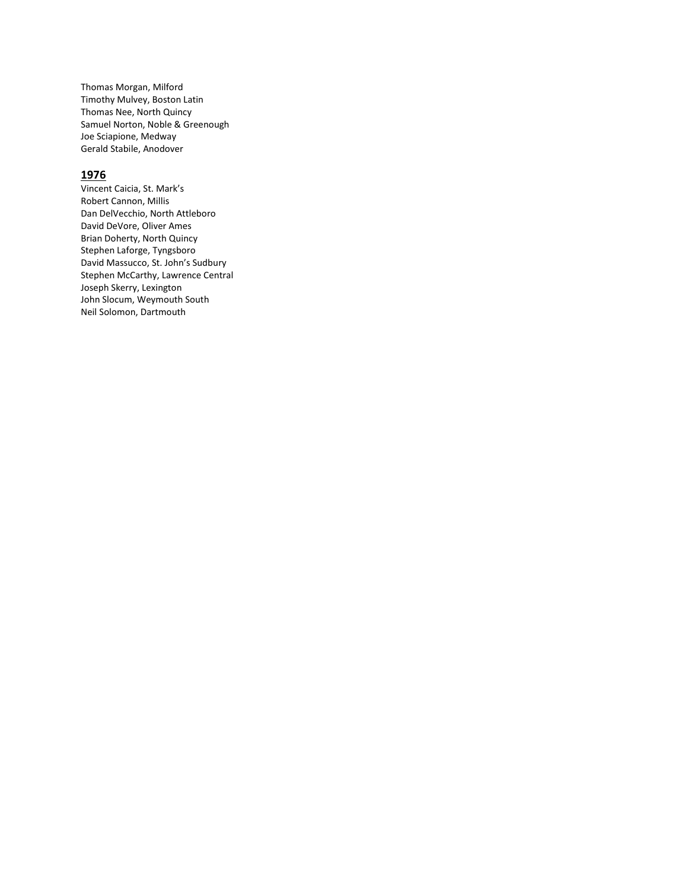Thomas Morgan, Milford
Timothy Mulvey, Boston Latin
Thomas Nee, North Quincy
Samuel Norton, Noble & Greenough
Joe Sciapione, Medway
Gerald Stabile, Anodover

## 1976

Vincent Caicia, St. Mark's
Robert Cannon, Millis
Dan DelVecchio, North Attleboro
David DeVore, Oliver Ames
Brian Doherty, North Quincy
Stephen Laforge, Tyngsboro
David Massucco, St. John's Sudbury
Stephen McCarthy, Lawrence Central
Joseph Skerry, Lexington
John Slocum, Weymouth South
Neil Solomon, Dartmouth